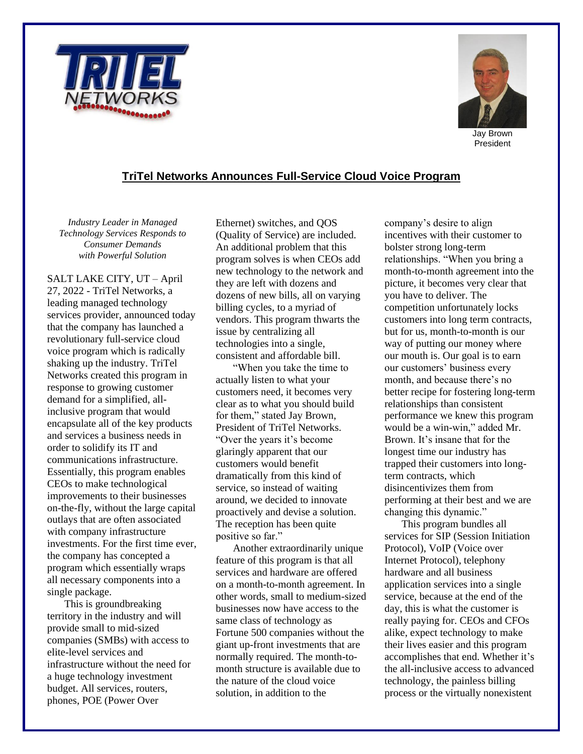Jay Brown
President

## TriTel Networks Announces Full-Service Cloud Voice Program

*Industry Leader in Managed Technology Services Responds to Consumer Demands with Powerful Solution*

SALT LAKE CITY, UT – April 27, 2022 - TriTel Networks, a leading managed technology services provider, announced today that the company has launched a revolutionary full-service cloud voice program which is radically shaking up the industry. TriTel Networks created this program in response to growing customer demand for a simplified, all-inclusive program that would encapsulate all of the key products and services a business needs in order to solidify its IT and communications infrastructure. Essentially, this program enables CEOs to make technological improvements to their businesses on-the-fly, without the large capital outlays that are often associated with company infrastructure investments. For the first time ever, the company has concepted a program which essentially wraps all necessary components into a single package.

This is groundbreaking territory in the industry and will provide small to mid-sized companies (SMBs) with access to elite-level services and infrastructure without the need for a huge technology investment budget. All services, routers, phones, POE (Power Over Ethernet) switches, and QOS (Quality of Service) are included. An additional problem that this program solves is when CEOs add new technology to the network and they are left with dozens and dozens of new bills, all on varying billing cycles, to a myriad of vendors. This program thwarts the issue by centralizing all technologies into a single, consistent and affordable bill.

"When you take the time to actually listen to what your customers need, it becomes very clear as to what you should build for them," stated Jay Brown, President of TriTel Networks. "Over the years it's become glaringly apparent that our customers would benefit dramatically from this kind of service, so instead of waiting around, we decided to innovate proactively and devise a solution. The reception has been quite positive so far."

Another extraordinarily unique feature of this program is that all services and hardware are offered on a month-to-month agreement. In other words, small to medium-sized businesses now have access to the same class of technology as Fortune 500 companies without the giant up-front investments that are normally required. The month-to-month structure is available due to the nature of the cloud voice solution, in addition to the company's desire to align incentives with their customer to bolster strong long-term relationships. "When you bring a month-to-month agreement into the picture, it becomes very clear that you have to deliver. The competition unfortunately locks customers into long term contracts, but for us, month-to-month is our way of putting our money where our mouth is. Our goal is to earn our customers' business every month, and because there's no better recipe for fostering long-term relationships than consistent performance we knew this program would be a win-win," added Mr. Brown. It's insane that for the longest time our industry has trapped their customers into long-term contracts, which disincentivizes them from performing at their best and we are changing this dynamic."

This program bundles all services for SIP (Session Initiation Protocol), VoIP (Voice over Internet Protocol), telephony hardware and all business application services into a single service, because at the end of the day, this is what the customer is really paying for. CEOs and CFOs alike, expect technology to make their lives easier and this program accomplishes that end. Whether it's the all-inclusive access to advanced technology, the painless billing process or the virtually nonexistent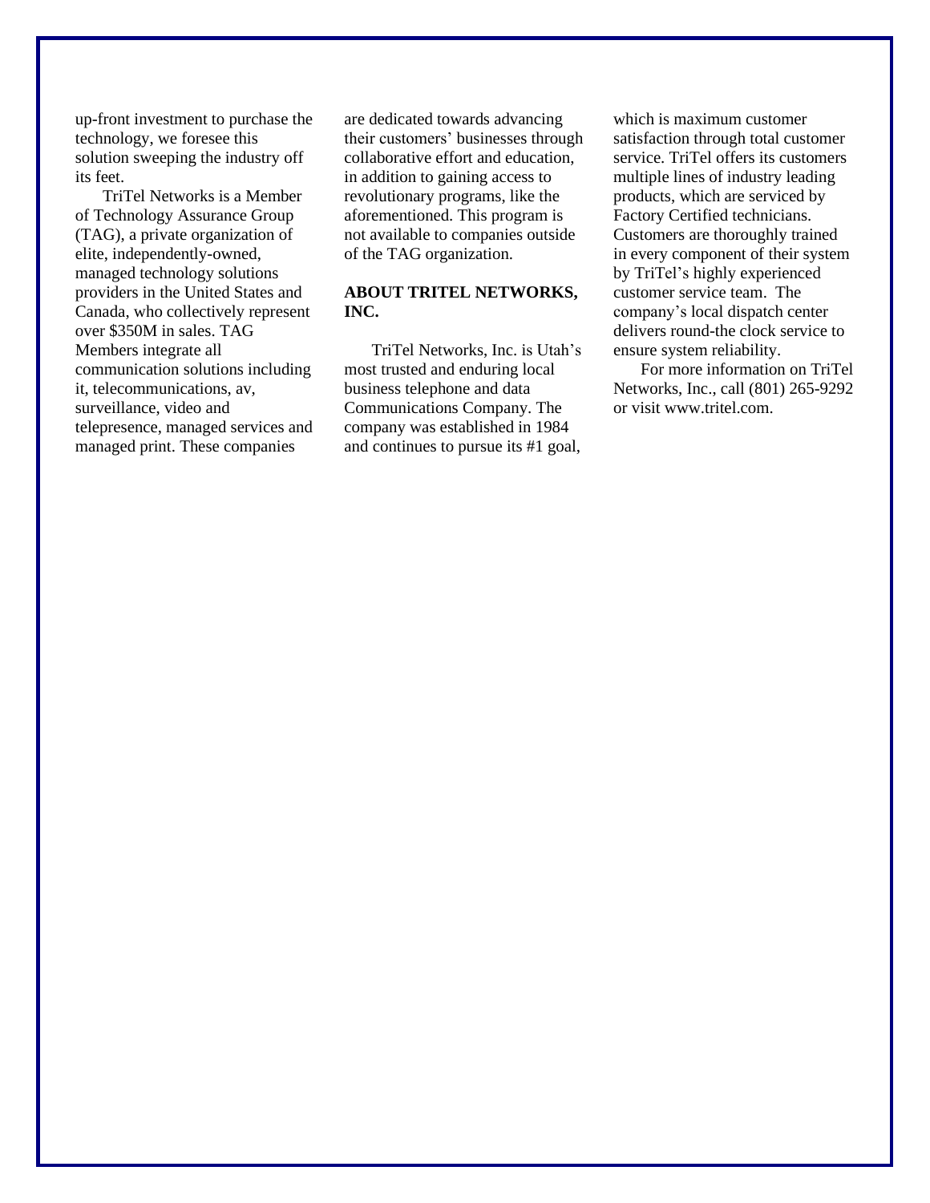up-front investment to purchase the technology, we foresee this solution sweeping the industry off its feet.

TriTel Networks is a Member of Technology Assurance Group (TAG), a private organization of elite, independently-owned, managed technology solutions providers in the United States and Canada, who collectively represent over $350M in sales. TAG Members integrate all communication solutions including it, telecommunications, av, surveillance, video and telepresence, managed services and managed print. These companies are dedicated towards advancing their customers' businesses through collaborative effort and education, in addition to gaining access to revolutionary programs, like the aforementioned. This program is not available to companies outside of the TAG organization.

**ABOUT TRITEL NETWORKS, INC.**

TriTel Networks, Inc. is Utah's most trusted and enduring local business telephone and data Communications Company. The company was established in 1984 and continues to pursue its #1 goal, which is maximum customer satisfaction through total customer service. TriTel offers its customers multiple lines of industry leading products, which are serviced by Factory Certified technicians. Customers are thoroughly trained in every component of their system by TriTel's highly experienced customer service team. The company's local dispatch center delivers round-the clock service to ensure system reliability.

For more information on TriTel Networks, Inc., call (801) 265-9292 or visit www.tritel.com.